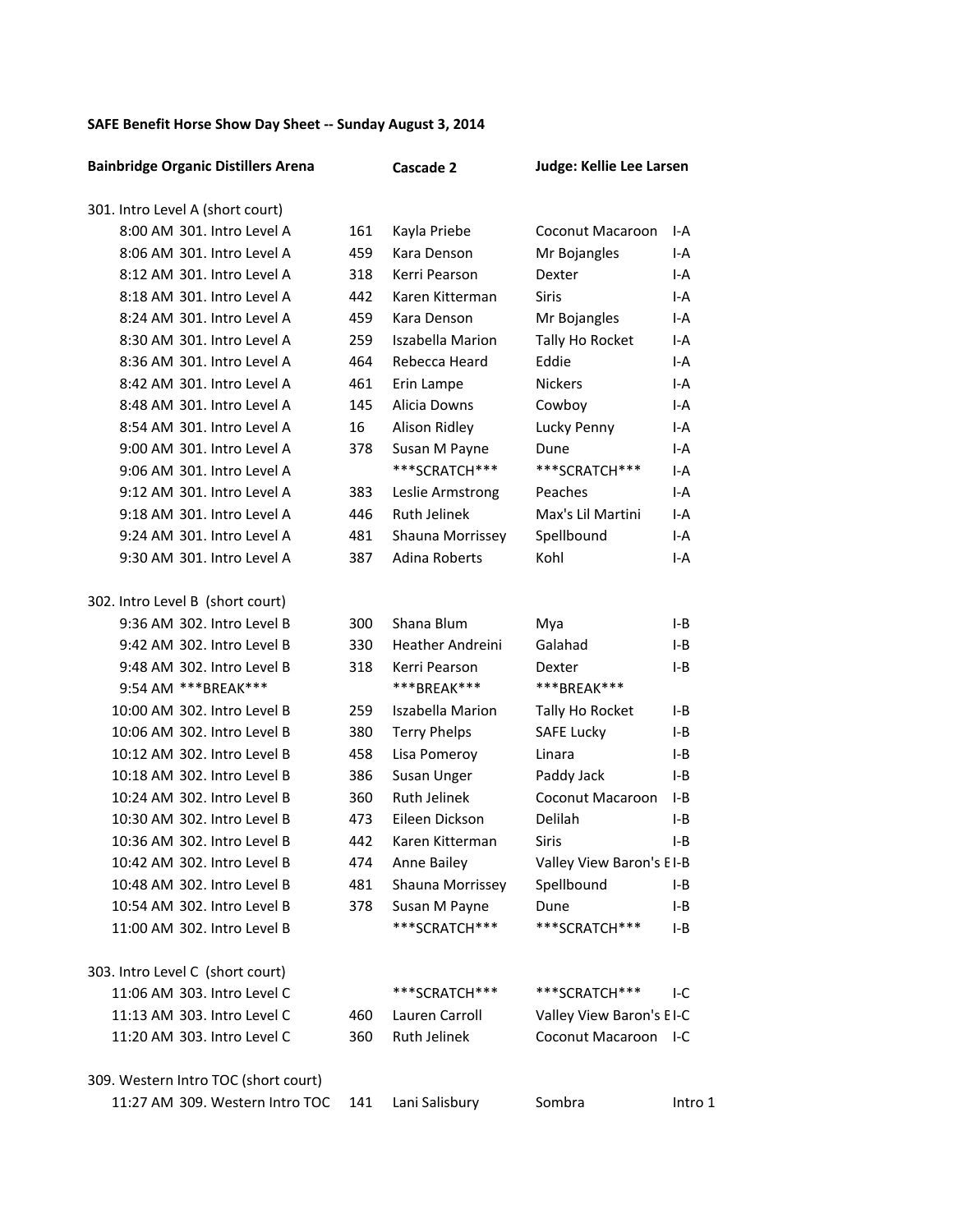**SAFE Benefit Horse Show Day Sheet -- Sunday August 3, 2014**

**Bainbridge Organic Distillers Arena** | **Cascade 2** | **Judge: Kellie Lee Larsen**

301. Intro Level A (short court)

| Time | Class | No. | Rider | Horse | Test |
|---|---|---|---|---|---|
| 8:00 AM | 301. Intro Level A | 161 | Kayla Priebe | Coconut Macaroon | I-A |
| 8:06 AM | 301. Intro Level A | 459 | Kara Denson | Mr Bojangles | I-A |
| 8:12 AM | 301. Intro Level A | 318 | Kerri Pearson | Dexter | I-A |
| 8:18 AM | 301. Intro Level A | 442 | Karen Kitterman | Siris | I-A |
| 8:24 AM | 301. Intro Level A | 459 | Kara Denson | Mr Bojangles | I-A |
| 8:30 AM | 301. Intro Level A | 259 | Iszabella Marion | Tally Ho Rocket | I-A |
| 8:36 AM | 301. Intro Level A | 464 | Rebecca Heard | Eddie | I-A |
| 8:42 AM | 301. Intro Level A | 461 | Erin Lampe | Nickers | I-A |
| 8:48 AM | 301. Intro Level A | 145 | Alicia Downs | Cowboy | I-A |
| 8:54 AM | 301. Intro Level A | 16 | Alison Ridley | Lucky Penny | I-A |
| 9:00 AM | 301. Intro Level A | 378 | Susan M Payne | Dune | I-A |
| 9:06 AM | 301. Intro Level A | | ***SCRATCH*** | ***SCRATCH*** | I-A |
| 9:12 AM | 301. Intro Level A | 383 | Leslie Armstrong | Peaches | I-A |
| 9:18 AM | 301. Intro Level A | 446 | Ruth Jelinek | Max's Lil Martini | I-A |
| 9:24 AM | 301. Intro Level A | 481 | Shauna Morrissey | Spellbound | I-A |
| 9:30 AM | 301. Intro Level A | 387 | Adina Roberts | Kohl | I-A |

302. Intro Level B (short court)

| Time | Class | No. | Rider | Horse | Test |
|---|---|---|---|---|---|
| 9:36 AM | 302. Intro Level B | 300 | Shana Blum | Mya | I-B |
| 9:42 AM | 302. Intro Level B | 330 | Heather Andreini | Galahad | I-B |
| 9:48 AM | 302. Intro Level B | 318 | Kerri Pearson | Dexter | I-B |
| 9:54 AM | ***BREAK*** | | ***BREAK*** | ***BREAK*** | |
| 10:00 AM | 302. Intro Level B | 259 | Iszabella Marion | Tally Ho Rocket | I-B |
| 10:06 AM | 302. Intro Level B | 380 | Terry Phelps | SAFE Lucky | I-B |
| 10:12 AM | 302. Intro Level B | 458 | Lisa Pomeroy | Linara | I-B |
| 10:18 AM | 302. Intro Level B | 386 | Susan Unger | Paddy Jack | I-B |
| 10:24 AM | 302. Intro Level B | 360 | Ruth Jelinek | Coconut Macaroon | I-B |
| 10:30 AM | 302. Intro Level B | 473 | Eileen Dickson | Delilah | I-B |
| 10:36 AM | 302. Intro Level B | 442 | Karen Kitterman | Siris | I-B |
| 10:42 AM | 302. Intro Level B | 474 | Anne Bailey | Valley View Baron's E | I-B |
| 10:48 AM | 302. Intro Level B | 481 | Shauna Morrissey | Spellbound | I-B |
| 10:54 AM | 302. Intro Level B | 378 | Susan M Payne | Dune | I-B |
| 11:00 AM | 302. Intro Level B | | ***SCRATCH*** | ***SCRATCH*** | I-B |

303. Intro Level C (short court)

| Time | Class | No. | Rider | Horse | Test |
|---|---|---|---|---|---|
| 11:06 AM | 303. Intro Level C | | ***SCRATCH*** | ***SCRATCH*** | I-C |
| 11:13 AM | 303. Intro Level C | 460 | Lauren Carroll | Valley View Baron's E | I-C |
| 11:20 AM | 303. Intro Level C | 360 | Ruth Jelinek | Coconut Macaroon | I-C |

309. Western Intro TOC (short court)

| Time | Class | No. | Rider | Horse | Test |
|---|---|---|---|---|---|
| 11:27 AM | 309. Western Intro TOC | 141 | Lani Salisbury | Sombra | Intro 1 |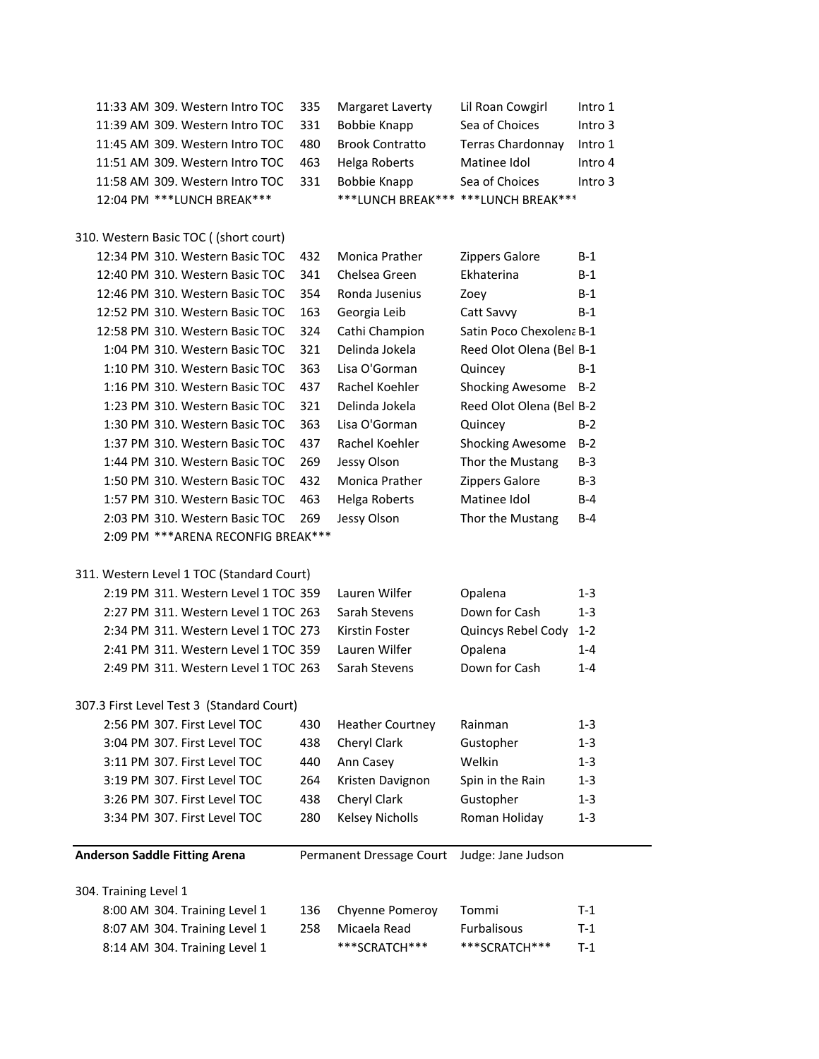| | | | | | |
|---|---|---|---|---|---|
| 11:33 AM | 309. Western Intro TOC | 335 | Margaret Laverty | Lil Roan Cowgirl | Intro 1 |
| 11:39 AM | 309. Western Intro TOC | 331 | Bobbie Knapp | Sea of Choices | Intro 3 |
| 11:45 AM | 309. Western Intro TOC | 480 | Brook Contratto | Terras Chardonnay | Intro 1 |
| 11:51 AM | 309. Western Intro TOC | 463 | Helga Roberts | Matinee Idol | Intro 4 |
| 11:58 AM | 309. Western Intro TOC | 331 | Bobbie Knapp | Sea of Choices | Intro 3 |
| 12:04 PM | ***LUNCH BREAK*** | | ***LUNCH BREAK*** | ***LUNCH BREAK*** | |

310. Western Basic TOC ( (short court)

| | | | | | |
|---|---|---|---|---|---|
| 12:34 PM | 310. Western Basic TOC | 432 | Monica Prather | Zippers Galore | B-1 |
| 12:40 PM | 310. Western Basic TOC | 341 | Chelsea Green | Ekhaterina | B-1 |
| 12:46 PM | 310. Western Basic TOC | 354 | Ronda Jusenius | Zoey | B-1 |
| 12:52 PM | 310. Western Basic TOC | 163 | Georgia Leib | Catt Savvy | B-1 |
| 12:58 PM | 310. Western Basic TOC | 324 | Cathi Champion | Satin Poco Chexolena | B-1 |
| 1:04 PM | 310. Western Basic TOC | 321 | Delinda Jokela | Reed Olot Olena (Bel | B-1 |
| 1:10 PM | 310. Western Basic TOC | 363 | Lisa O'Gorman | Quincey | B-1 |
| 1:16 PM | 310. Western Basic TOC | 437 | Rachel Koehler | Shocking Awesome | B-2 |
| 1:23 PM | 310. Western Basic TOC | 321 | Delinda Jokela | Reed Olot Olena (Bel | B-2 |
| 1:30 PM | 310. Western Basic TOC | 363 | Lisa O'Gorman | Quincey | B-2 |
| 1:37 PM | 310. Western Basic TOC | 437 | Rachel Koehler | Shocking Awesome | B-2 |
| 1:44 PM | 310. Western Basic TOC | 269 | Jessy Olson | Thor the Mustang | B-3 |
| 1:50 PM | 310. Western Basic TOC | 432 | Monica Prather | Zippers Galore | B-3 |
| 1:57 PM | 310. Western Basic TOC | 463 | Helga Roberts | Matinee Idol | B-4 |
| 2:03 PM | 310. Western Basic TOC | 269 | Jessy Olson | Thor the Mustang | B-4 |
| 2:09 PM | ***ARENA RECONFIG BREAK*** | | | | |

311. Western Level 1 TOC (Standard Court)

| | | | | | |
|---|---|---|---|---|---|
| 2:19 PM | 311. Western Level 1 TOC | 359 | Lauren Wilfer | Opalena | 1-3 |
| 2:27 PM | 311. Western Level 1 TOC | 263 | Sarah Stevens | Down for Cash | 1-3 |
| 2:34 PM | 311. Western Level 1 TOC | 273 | Kirstin Foster | Quincys Rebel Cody | 1-2 |
| 2:41 PM | 311. Western Level 1 TOC | 359 | Lauren Wilfer | Opalena | 1-4 |
| 2:49 PM | 311. Western Level 1 TOC | 263 | Sarah Stevens | Down for Cash | 1-4 |

307.3 First Level Test 3 (Standard Court)

| | | | | | |
|---|---|---|---|---|---|
| 2:56 PM | 307. First Level TOC | 430 | Heather Courtney | Rainman | 1-3 |
| 3:04 PM | 307. First Level TOC | 438 | Cheryl Clark | Gustopher | 1-3 |
| 3:11 PM | 307. First Level TOC | 440 | Ann Casey | Welkin | 1-3 |
| 3:19 PM | 307. First Level TOC | 264 | Kristen Davignon | Spin in the Rain | 1-3 |
| 3:26 PM | 307. First Level TOC | 438 | Cheryl Clark | Gustopher | 1-3 |
| 3:34 PM | 307. First Level TOC | 280 | Kelsey Nicholls | Roman Holiday | 1-3 |

**Anderson Saddle Fitting Arena** — Permanent Dressage Court — Judge: Jane Judson

304. Training Level 1

| | | | | | |
|---|---|---|---|---|---|
| 8:00 AM | 304. Training Level 1 | 136 | Chyenne Pomeroy | Tommi | T-1 |
| 8:07 AM | 304. Training Level 1 | 258 | Micaela Read | Furbalisous | T-1 |
| 8:14 AM | 304. Training Level 1 | | ***SCRATCH*** | ***SCRATCH*** | T-1 |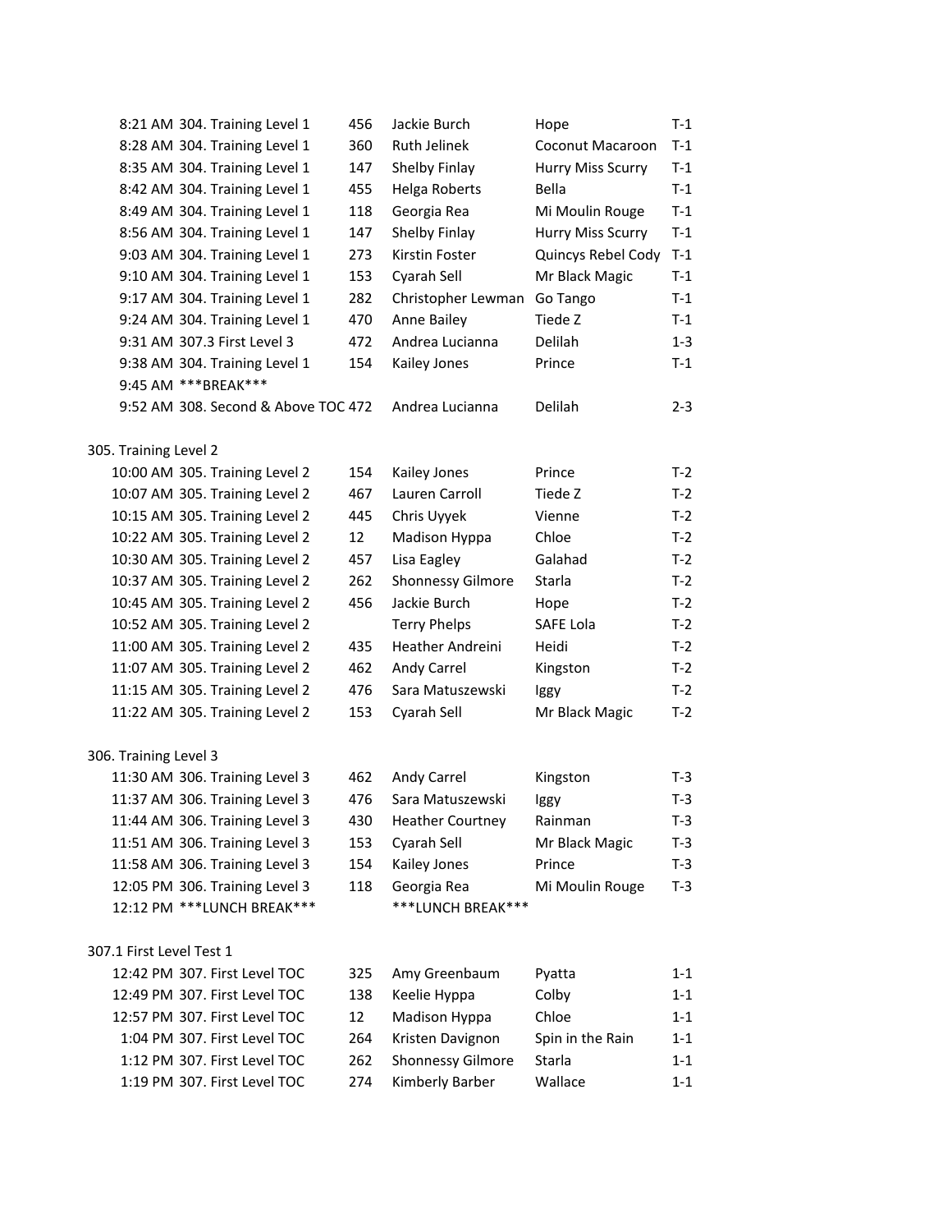| | | | | | |
|---|---|---|---|---|---|
| 8:21 AM | 304. Training Level 1 | 456 | Jackie Burch | Hope | T-1 |
| 8:28 AM | 304. Training Level 1 | 360 | Ruth Jelinek | Coconut Macaroon | T-1 |
| 8:35 AM | 304. Training Level 1 | 147 | Shelby Finlay | Hurry Miss Scurry | T-1 |
| 8:42 AM | 304. Training Level 1 | 455 | Helga Roberts | Bella | T-1 |
| 8:49 AM | 304. Training Level 1 | 118 | Georgia Rea | Mi Moulin Rouge | T-1 |
| 8:56 AM | 304. Training Level 1 | 147 | Shelby Finlay | Hurry Miss Scurry | T-1 |
| 9:03 AM | 304. Training Level 1 | 273 | Kirstin Foster | Quincys Rebel Cody | T-1 |
| 9:10 AM | 304. Training Level 1 | 153 | Cyarah Sell | Mr Black Magic | T-1 |
| 9:17 AM | 304. Training Level 1 | 282 | Christopher Lewman | Go Tango | T-1 |
| 9:24 AM | 304. Training Level 1 | 470 | Anne Bailey | Tiede Z | T-1 |
| 9:31 AM | 307.3 First Level 3 | 472 | Andrea Lucianna | Delilah | 1-3 |
| 9:38 AM | 304. Training Level 1 | 154 | Kailey Jones | Prince | T-1 |
| 9:45 AM | ***BREAK*** | | | | |
| 9:52 AM | 308. Second & Above TOC | 472 | Andrea Lucianna | Delilah | 2-3 |

305. Training Level 2

| | | | | | |
|---|---|---|---|---|---|
| 10:00 AM | 305. Training Level 2 | 154 | Kailey Jones | Prince | T-2 |
| 10:07 AM | 305. Training Level 2 | 467 | Lauren Carroll | Tiede Z | T-2 |
| 10:15 AM | 305. Training Level 2 | 445 | Chris Uyyek | Vienne | T-2 |
| 10:22 AM | 305. Training Level 2 | 12 | Madison Hyppa | Chloe | T-2 |
| 10:30 AM | 305. Training Level 2 | 457 | Lisa Eagley | Galahad | T-2 |
| 10:37 AM | 305. Training Level 2 | 262 | Shonnessy Gilmore | Starla | T-2 |
| 10:45 AM | 305. Training Level 2 | 456 | Jackie Burch | Hope | T-2 |
| 10:52 AM | 305. Training Level 2 | | Terry Phelps | SAFE Lola | T-2 |
| 11:00 AM | 305. Training Level 2 | 435 | Heather Andreini | Heidi | T-2 |
| 11:07 AM | 305. Training Level 2 | 462 | Andy Carrel | Kingston | T-2 |
| 11:15 AM | 305. Training Level 2 | 476 | Sara Matuszewski | Iggy | T-2 |
| 11:22 AM | 305. Training Level 2 | 153 | Cyarah Sell | Mr Black Magic | T-2 |

306. Training Level 3

| | | | | | |
|---|---|---|---|---|---|
| 11:30 AM | 306. Training Level 3 | 462 | Andy Carrel | Kingston | T-3 |
| 11:37 AM | 306. Training Level 3 | 476 | Sara Matuszewski | Iggy | T-3 |
| 11:44 AM | 306. Training Level 3 | 430 | Heather Courtney | Rainman | T-3 |
| 11:51 AM | 306. Training Level 3 | 153 | Cyarah Sell | Mr Black Magic | T-3 |
| 11:58 AM | 306. Training Level 3 | 154 | Kailey Jones | Prince | T-3 |
| 12:05 PM | 306. Training Level 3 | 118 | Georgia Rea | Mi Moulin Rouge | T-3 |
| 12:12 PM | ***LUNCH BREAK*** | | ***LUNCH BREAK*** | | |

307.1 First Level Test 1

| | | | | | |
|---|---|---|---|---|---|
| 12:42 PM | 307. First Level TOC | 325 | Amy Greenbaum | Pyatta | 1-1 |
| 12:49 PM | 307. First Level TOC | 138 | Keelie Hyppa | Colby | 1-1 |
| 12:57 PM | 307. First Level TOC | 12 | Madison Hyppa | Chloe | 1-1 |
| 1:04 PM | 307. First Level TOC | 264 | Kristen Davignon | Spin in the Rain | 1-1 |
| 1:12 PM | 307. First Level TOC | 262 | Shonnessy Gilmore | Starla | 1-1 |
| 1:19 PM | 307. First Level TOC | 274 | Kimberly Barber | Wallace | 1-1 |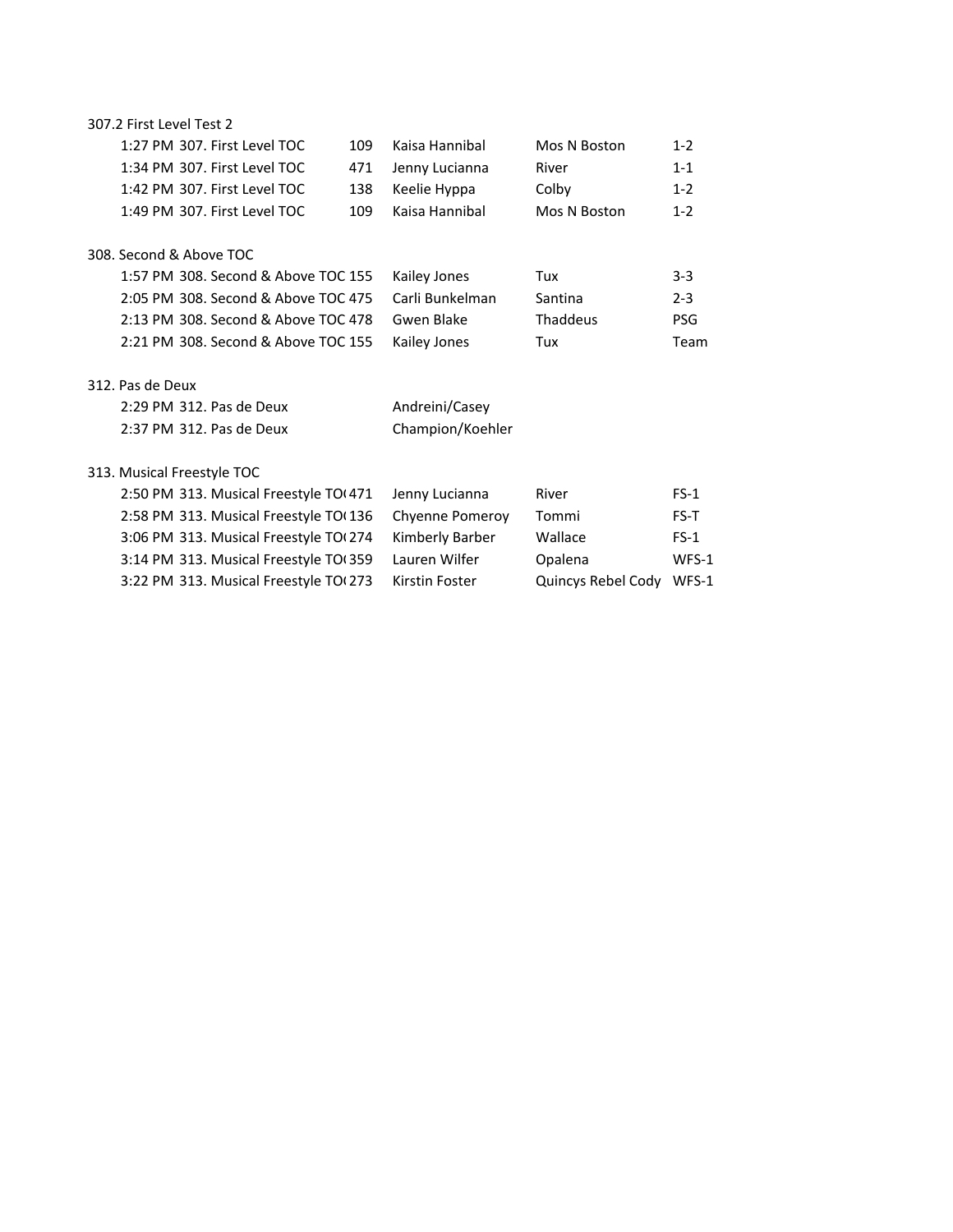307.2 First Level Test 2

| | | | | | |
|---|---|---|---|---|---|
| 1:27 PM | 307. First Level TOC | 109 | Kaisa Hannibal | Mos N Boston | 1-2 |
| 1:34 PM | 307. First Level TOC | 471 | Jenny Lucianna | River | 1-1 |
| 1:42 PM | 307. First Level TOC | 138 | Keelie Hyppa | Colby | 1-2 |
| 1:49 PM | 307. First Level TOC | 109 | Kaisa Hannibal | Mos N Boston | 1-2 |

308. Second & Above TOC

| | | | | | |
|---|---|---|---|---|---|
| 1:57 PM | 308. Second & Above TOC | 155 | Kailey Jones | Tux | 3-3 |
| 2:05 PM | 308. Second & Above TOC | 475 | Carli Bunkelman | Santina | 2-3 |
| 2:13 PM | 308. Second & Above TOC | 478 | Gwen Blake | Thaddeus | PSG |
| 2:21 PM | 308. Second & Above TOC | 155 | Kailey Jones | Tux | Team |

312. Pas de Deux

| | | | | | |
|---|---|---|---|---|---|
| 2:29 PM | 312. Pas de Deux | | Andreini/Casey | | |
| 2:37 PM | 312. Pas de Deux | | Champion/Koehler | | |

313. Musical Freestyle TOC

| | | | | | |
|---|---|---|---|---|---|
| 2:50 PM | 313. Musical Freestyle TO( | 471 | Jenny Lucianna | River | FS-1 |
| 2:58 PM | 313. Musical Freestyle TO( | 136 | Chyenne Pomeroy | Tommi | FS-T |
| 3:06 PM | 313. Musical Freestyle TO( | 274 | Kimberly Barber | Wallace | FS-1 |
| 3:14 PM | 313. Musical Freestyle TO( | 359 | Lauren Wilfer | Opalena | WFS-1 |
| 3:22 PM | 313. Musical Freestyle TO( | 273 | Kirstin Foster | Quincys Rebel Cody | WFS-1 |